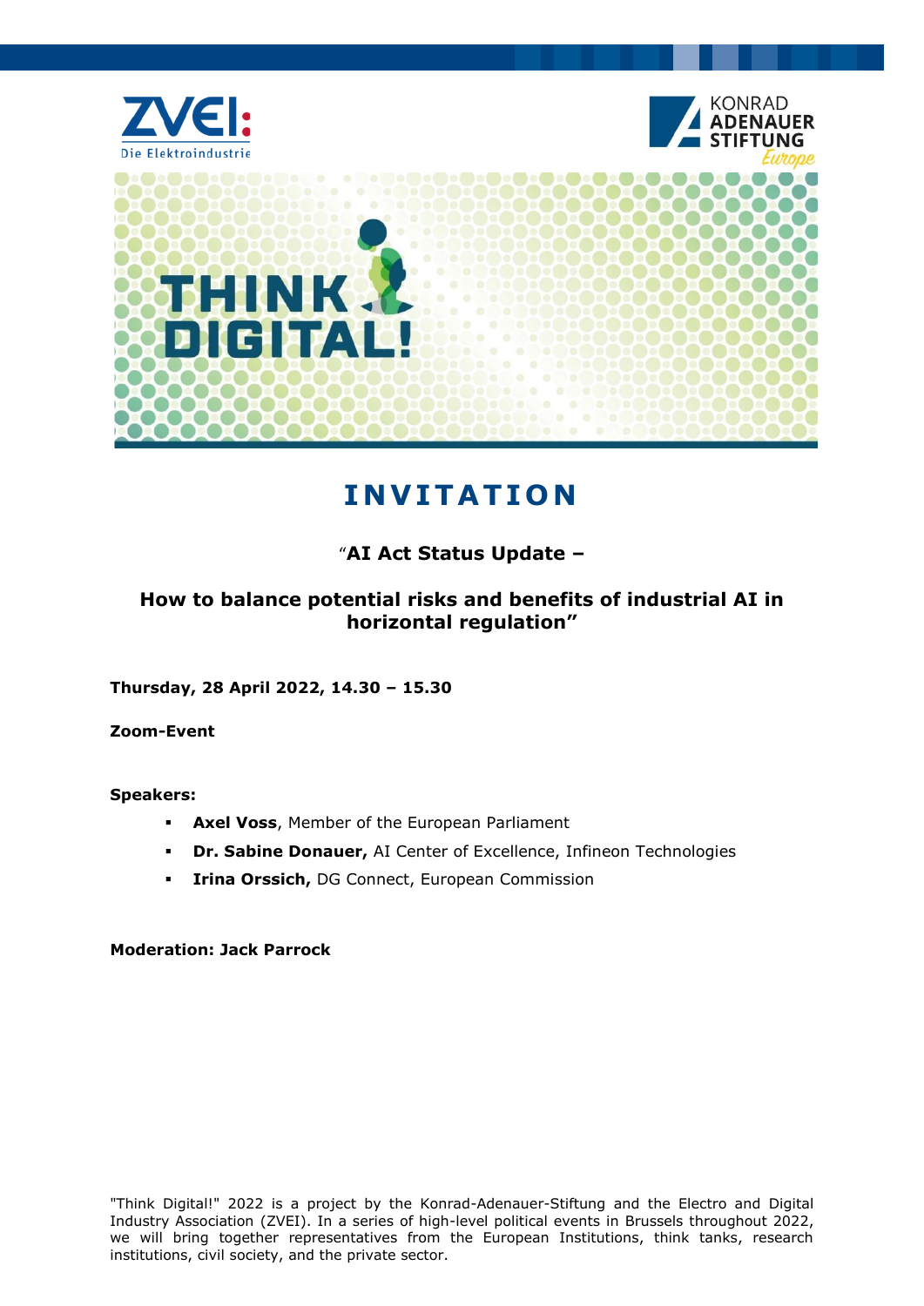# INVITATION

## "AI Act Status Update –

## How to balance potential risks and benefits of industrial AI in horizontal regulation"

**Thursday, 28 April 2022, 14.30 – 15.30**

**Zoom-Event**

**Speakers:**

- **Axel Voss**, Member of the European Parliament
- **Dr. Sabine Donauer,** AI Center of Excellence, Infineon Technologies
- **Irina Orssich,** DG Connect, European Commission

**Moderation: Jack Parrock**

"Think Digital!" 2022 is a project by the Konrad-Adenauer-Stiftung and the Electro and Digital Industry Association (ZVEI). In a series of high-level political events in Brussels throughout 2022, we will bring together representatives from the European Institutions, think tanks, research institutions, civil society, and the private sector.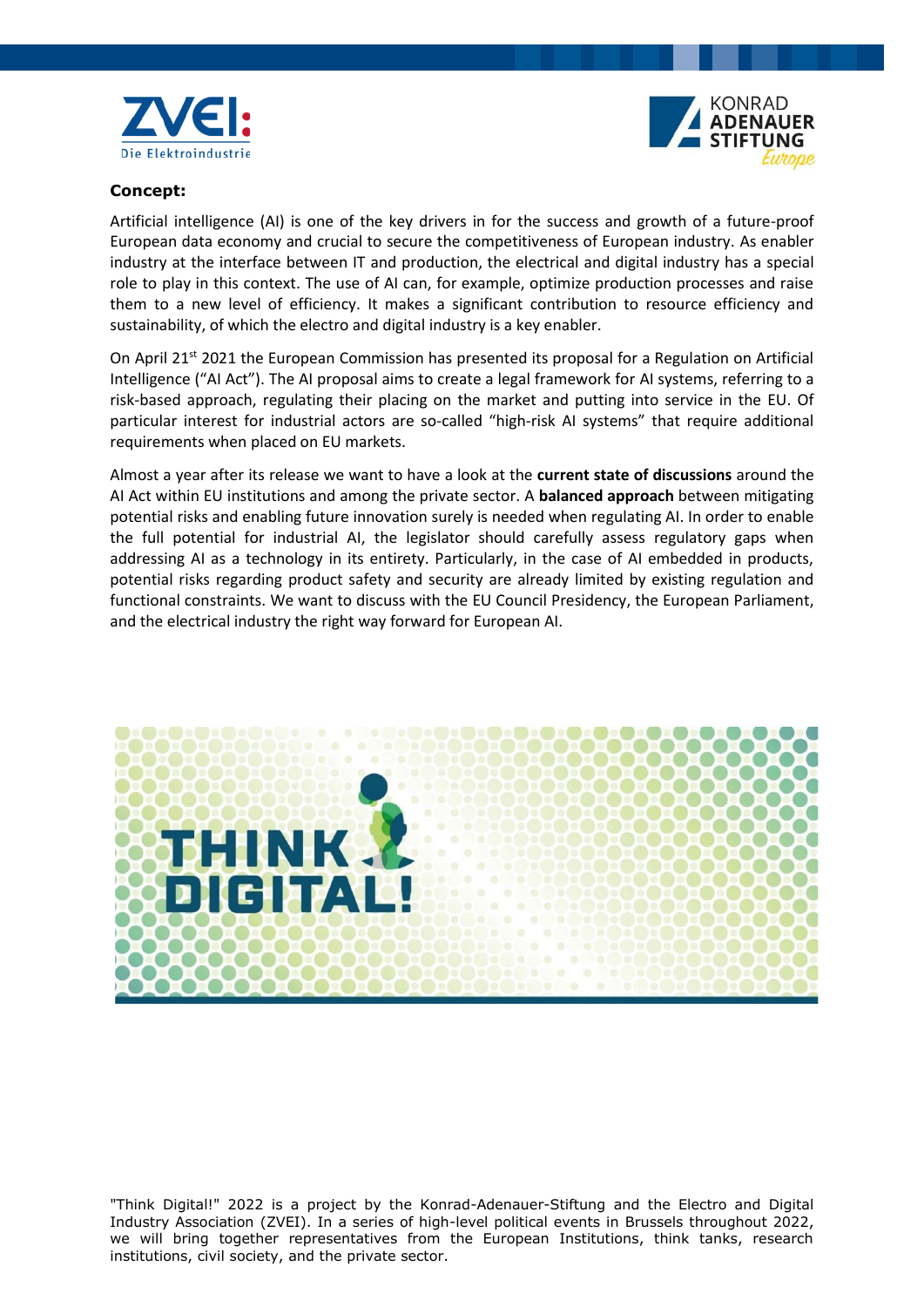**Concept:**

Artificial intelligence (AI) is one of the key drivers in for the success and growth of a future-proof European data economy and crucial to secure the competitiveness of European industry. As enabler industry at the interface between IT and production, the electrical and digital industry has a special role to play in this context. The use of AI can, for example, optimize production processes and raise them to a new level of efficiency. It makes a significant contribution to resource efficiency and sustainability, of which the electro and digital industry is a key enabler.

On April 21st 2021 the European Commission has presented its proposal for a Regulation on Artificial Intelligence ("AI Act"). The AI proposal aims to create a legal framework for AI systems, referring to a risk-based approach, regulating their placing on the market and putting into service in the EU. Of particular interest for industrial actors are so-called "high-risk AI systems" that require additional requirements when placed on EU markets.

Almost a year after its release we want to have a look at the **current state of discussions** around the AI Act within EU institutions and among the private sector. A **balanced approach** between mitigating potential risks and enabling future innovation surely is needed when regulating AI. In order to enable the full potential for industrial AI, the legislator should carefully assess regulatory gaps when addressing AI as a technology in its entirety. Particularly, in the case of AI embedded in products, potential risks regarding product safety and security are already limited by existing regulation and functional constraints. We want to discuss with the EU Council Presidency, the European Parliament, and the electrical industry the right way forward for European AI.

"Think Digital!" 2022 is a project by the Konrad-Adenauer-Stiftung and the Electro and Digital Industry Association (ZVEI). In a series of high-level political events in Brussels throughout 2022, we will bring together representatives from the European Institutions, think tanks, research institutions, civil society, and the private sector.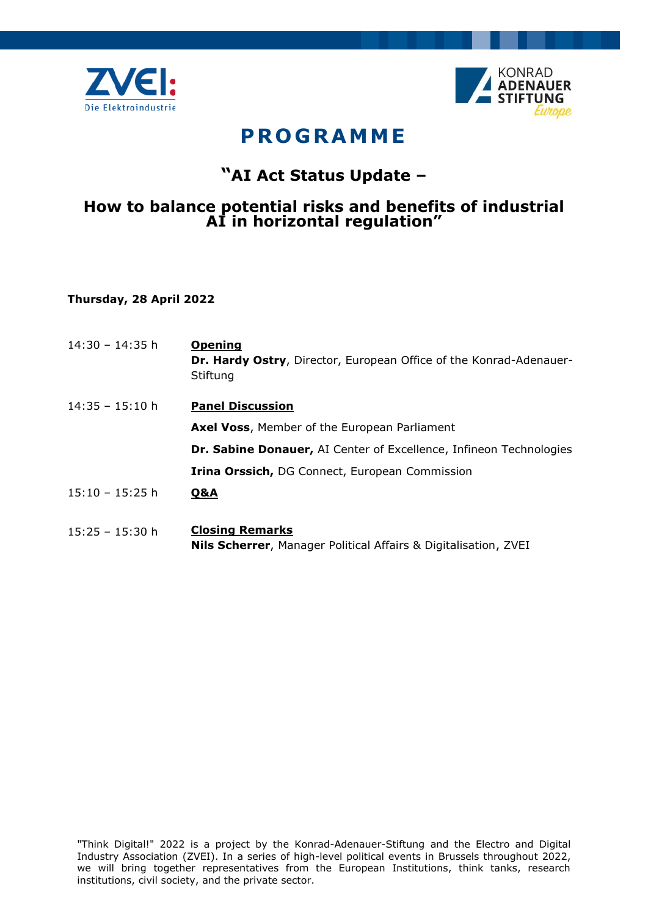# PROGRAMME

## "AI Act Status Update –

## How to balance potential risks and benefits of industrial AI in horizontal regulation"

**Thursday, 28 April 2022**

| | |
|---|---|
| 14:30 – 14:35 h | **Opening**<br>**Dr. Hardy Ostry**, Director, European Office of the Konrad-Adenauer-Stiftung |
| 14:35 – 15:10 h | **Panel Discussion**<br>**Axel Voss**, Member of the European Parliament<br>**Dr. Sabine Donauer,** AI Center of Excellence, Infineon Technologies<br>**Irina Orssich,** DG Connect, European Commission |
| 15:10 – 15:25 h | **Q&A** |
| 15:25 – 15:30 h | **Closing Remarks**<br>**Nils Scherrer**, Manager Political Affairs & Digitalisation, ZVEI |

"Think Digital!" 2022 is a project by the Konrad-Adenauer-Stiftung and the Electro and Digital Industry Association (ZVEI). In a series of high-level political events in Brussels throughout 2022, we will bring together representatives from the European Institutions, think tanks, research institutions, civil society, and the private sector.